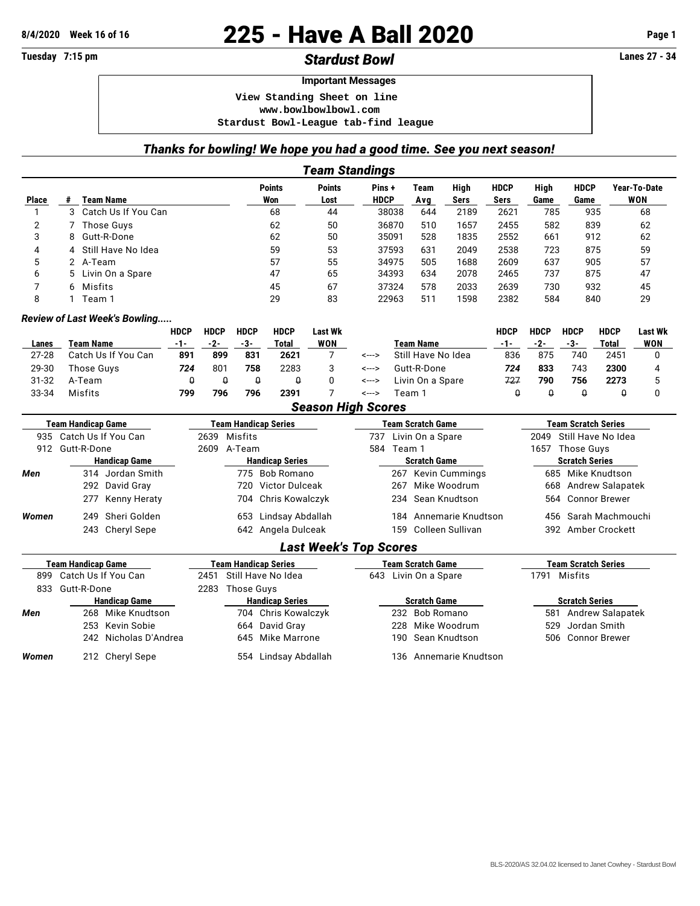8/4/2020 Week 16 of 16

# 225 - Have A Ball 2020

Tuesday 7:15 pm

## *Stardust Bowl*

Lanes 27 - 34

**Important Messages**

```
View Standing Sheet on line
www.bowlbowlbowl.com
Stardust Bowl-League tab-find league
```

### *Thanks for bowling! We hope you had a good time. See you next season!*

## *Team Standings*

| Place | # | Team Name | Points Won | Points Lost | Pins + HDCP | Team Avg | High Sers | HDCP Sers | High Game | HDCP Game | Year-To-Date WON |
|---|---|---|---|---|---|---|---|---|---|---|---|
| 1 | 3 | Catch Us If You Can | 68 | 44 | 38038 | 644 | 2189 | 2621 | 785 | 935 | 68 |
| 2 | 7 | Those Guys | 62 | 50 | 36870 | 510 | 1657 | 2455 | 582 | 839 | 62 |
| 3 | 8 | Gutt-R-Done | 62 | 50 | 35091 | 528 | 1835 | 2552 | 661 | 912 | 62 |
| 4 | 4 | Still Have No Idea | 59 | 53 | 37593 | 631 | 2049 | 2538 | 723 | 875 | 59 |
| 5 | 2 | A-Team | 57 | 55 | 34975 | 505 | 1688 | 2609 | 637 | 905 | 57 |
| 6 | 5 | Livin On a Spare | 47 | 65 | 34393 | 634 | 2078 | 2465 | 737 | 875 | 47 |
| 7 | 6 | Misfits | 45 | 67 | 37324 | 578 | 2033 | 2639 | 730 | 932 | 45 |
| 8 | 1 | Team 1 | 29 | 83 | 22963 | 511 | 1598 | 2382 | 584 | 840 | 29 |

### *Review of Last Week's Bowling.....*

| Lanes | Team Name | HDCP -1- | HDCP -2- | HDCP -3- | HDCP Total | Last Wk WON | | Team Name | HDCP -1- | HDCP -2- | HDCP -3- | HDCP Total | Last Wk WON |
|---|---|---|---|---|---|---|---|---|---|---|---|---|---|
| 27-28 | Catch Us If You Can | **891** | **899** | **831** | **2621** | 7 | <---> | Still Have No Idea | 836 | 875 | 740 | 2451 | 0 |
| 29-30 | Those Guys | ***724*** | 801 | **758** | 2283 | 3 | <---> | Gutt-R-Done | ***724*** | **833** | 743 | **2300** | 4 |
| 31-32 | A-Team | ~~0~~ | ~~0~~ | ~~0~~ | ~~0~~ | 0 | <---> | Livin On a Spare | ~~727~~ | **790** | **756** | **2273** | 5 |
| 33-34 | Misfits | **799** | **796** | **796** | **2391** | 7 | <---> | Team 1 | ~~0~~ | ~~0~~ | ~~0~~ | ~~0~~ | 0 |

## *Season High Scores*

| | Team Handicap Game | Team Handicap Series | Team Scratch Game | Team Scratch Series |
|---|---|---|---|---|
| | 935 Catch Us If You Can | 2639 Misfits | 737 Livin On a Spare | 2049 Still Have No Idea |
| | 912 Gutt-R-Done | 2609 A-Team | 584 Team 1 | 1657 Those Guys |
| | **Handicap Game** | **Handicap Series** | **Scratch Game** | **Scratch Series** |
| ***Men*** | 314 Jordan Smith | 775 Bob Romano | 267 Kevin Cummings | 685 Mike Knudtson |
| | 292 David Gray | 720 Victor Dulceak | 267 Mike Woodrum | 668 Andrew Salapatek |
| | 277 Kenny Heraty | 704 Chris Kowalczyk | 234 Sean Knudtson | 564 Connor Brewer |
| ***Women*** | 249 Sheri Golden | 653 Lindsay Abdallah | 184 Annemarie Knudtson | 456 Sarah Machmouchi |
| | 243 Cheryl Sepe | 642 Angela Dulceak | 159 Colleen Sullivan | 392 Amber Crockett |

## *Last Week's Top Scores*

| | Team Handicap Game | Team Handicap Series | Team Scratch Game | Team Scratch Series |
|---|---|---|---|---|
| | 899 Catch Us If You Can | 2451 Still Have No Idea | 643 Livin On a Spare | 1791 Misfits |
| | 833 Gutt-R-Done | 2283 Those Guys | | |
| | **Handicap Game** | **Handicap Series** | **Scratch Game** | **Scratch Series** |
| ***Men*** | 268 Mike Knudtson | 704 Chris Kowalczyk | 232 Bob Romano | 581 Andrew Salapatek |
| | 253 Kevin Sobie | 664 David Gray | 228 Mike Woodrum | 529 Jordan Smith |
| | 242 Nicholas D'Andrea | 645 Mike Marrone | 190 Sean Knudtson | 506 Connor Brewer |
| ***Women*** | 212 Cheryl Sepe | 554 Lindsay Abdallah | 136 Annemarie Knudtson | |

BLS-2020/AS 32.04.02 licensed to Janet Cowhey - Stardust Bowl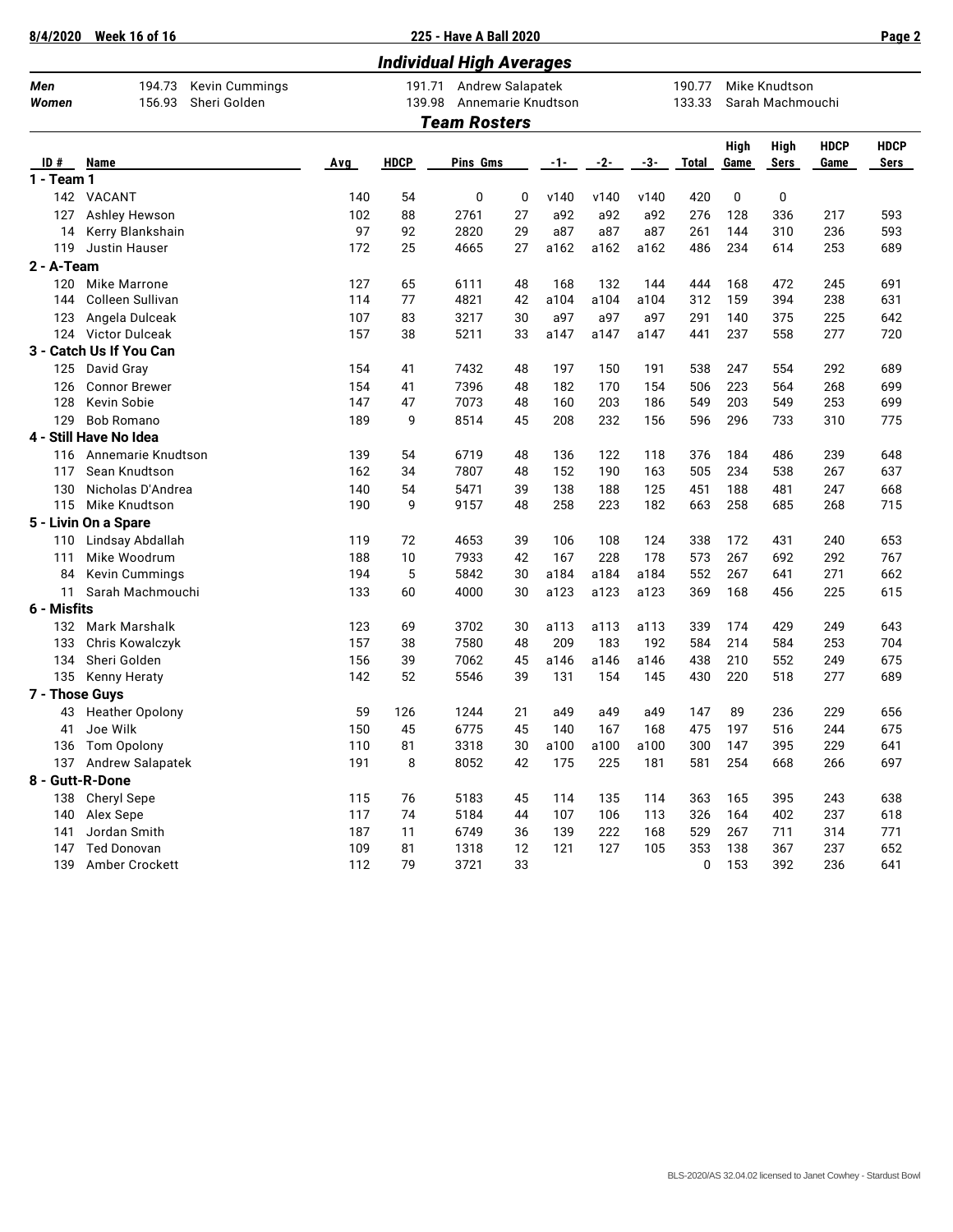## Individual High Averages

| | | | | | | |
|---|---|---|---|---|---|---|
| **Men** | 194.73 | Kevin Cummings | 191.71 | Andrew Salapatek | 190.77 | Mike Knudtson |
| **Women** | 156.93 | Sheri Golden | 139.98 | Annemarie Knudtson | 133.33 | Sarah Machmouchi |

## Team Rosters

| ID # | Name | Avg | HDCP | Pins | Gms | -1- | -2- | -3- | Total | High Game | High Sers | HDCP Game | HDCP Sers |
|---|---|---|---|---|---|---|---|---|---|---|---|---|---|
| **1 - Team 1** | | | | | | | | | | | | | |
| 142 | VACANT | 140 | 54 | 0 | 0 | v140 | v140 | v140 | 420 | 0 | 0 | | |
| 127 | Ashley Hewson | 102 | 88 | 2761 | 27 | a92 | a92 | a92 | 276 | 128 | 336 | 217 | 593 |
| 14 | Kerry Blankshain | 97 | 92 | 2820 | 29 | a87 | a87 | a87 | 261 | 144 | 310 | 236 | 593 |
| 119 | Justin Hauser | 172 | 25 | 4665 | 27 | a162 | a162 | a162 | 486 | 234 | 614 | 253 | 689 |
| **2 - A-Team** | | | | | | | | | | | | | |
| 120 | Mike Marrone | 127 | 65 | 6111 | 48 | 168 | 132 | 144 | 444 | 168 | 472 | 245 | 691 |
| 144 | Colleen Sullivan | 114 | 77 | 4821 | 42 | a104 | a104 | a104 | 312 | 159 | 394 | 238 | 631 |
| 123 | Angela Dulceak | 107 | 83 | 3217 | 30 | a97 | a97 | a97 | 291 | 140 | 375 | 225 | 642 |
| 124 | Victor Dulceak | 157 | 38 | 5211 | 33 | a147 | a147 | a147 | 441 | 237 | 558 | 277 | 720 |
| **3 - Catch Us If You Can** | | | | | | | | | | | | | |
| 125 | David Gray | 154 | 41 | 7432 | 48 | 197 | 150 | 191 | 538 | 247 | 554 | 292 | 689 |
| 126 | Connor Brewer | 154 | 41 | 7396 | 48 | 182 | 170 | 154 | 506 | 223 | 564 | 268 | 699 |
| 128 | Kevin Sobie | 147 | 47 | 7073 | 48 | 160 | 203 | 186 | 549 | 203 | 549 | 253 | 699 |
| 129 | Bob Romano | 189 | 9 | 8514 | 45 | 208 | 232 | 156 | 596 | 296 | 733 | 310 | 775 |
| **4 - Still Have No Idea** | | | | | | | | | | | | | |
| 116 | Annemarie Knudtson | 139 | 54 | 6719 | 48 | 136 | 122 | 118 | 376 | 184 | 486 | 239 | 648 |
| 117 | Sean Knudtson | 162 | 34 | 7807 | 48 | 152 | 190 | 163 | 505 | 234 | 538 | 267 | 637 |
| 130 | Nicholas D'Andrea | 140 | 54 | 5471 | 39 | 138 | 188 | 125 | 451 | 188 | 481 | 247 | 668 |
| 115 | Mike Knudtson | 190 | 9 | 9157 | 48 | 258 | 223 | 182 | 663 | 258 | 685 | 268 | 715 |
| **5 - Livin On a Spare** | | | | | | | | | | | | | |
| 110 | Lindsay Abdallah | 119 | 72 | 4653 | 39 | 106 | 108 | 124 | 338 | 172 | 431 | 240 | 653 |
| 111 | Mike Woodrum | 188 | 10 | 7933 | 42 | 167 | 228 | 178 | 573 | 267 | 692 | 292 | 767 |
| 84 | Kevin Cummings | 194 | 5 | 5842 | 30 | a184 | a184 | a184 | 552 | 267 | 641 | 271 | 662 |
| 11 | Sarah Machmouchi | 133 | 60 | 4000 | 30 | a123 | a123 | a123 | 369 | 168 | 456 | 225 | 615 |
| **6 - Misfits** | | | | | | | | | | | | | |
| 132 | Mark Marshalk | 123 | 69 | 3702 | 30 | a113 | a113 | a113 | 339 | 174 | 429 | 249 | 643 |
| 133 | Chris Kowalczyk | 157 | 38 | 7580 | 48 | 209 | 183 | 192 | 584 | 214 | 584 | 253 | 704 |
| 134 | Sheri Golden | 156 | 39 | 7062 | 45 | a146 | a146 | a146 | 438 | 210 | 552 | 249 | 675 |
| 135 | Kenny Heraty | 142 | 52 | 5546 | 39 | 131 | 154 | 145 | 430 | 220 | 518 | 277 | 689 |
| **7 - Those Guys** | | | | | | | | | | | | | |
| 43 | Heather Opolony | 59 | 126 | 1244 | 21 | a49 | a49 | a49 | 147 | 89 | 236 | 229 | 656 |
| 41 | Joe Wilk | 150 | 45 | 6775 | 45 | 140 | 167 | 168 | 475 | 197 | 516 | 244 | 675 |
| 136 | Tom Opolony | 110 | 81 | 3318 | 30 | a100 | a100 | a100 | 300 | 147 | 395 | 229 | 641 |
| 137 | Andrew Salapatek | 191 | 8 | 8052 | 42 | 175 | 225 | 181 | 581 | 254 | 668 | 266 | 697 |
| **8 - Gutt-R-Done** | | | | | | | | | | | | | |
| 138 | Cheryl Sepe | 115 | 76 | 5183 | 45 | 114 | 135 | 114 | 363 | 165 | 395 | 243 | 638 |
| 140 | Alex Sepe | 117 | 74 | 5184 | 44 | 107 | 106 | 113 | 326 | 164 | 402 | 237 | 618 |
| 141 | Jordan Smith | 187 | 11 | 6749 | 36 | 139 | 222 | 168 | 529 | 267 | 711 | 314 | 771 |
| 147 | Ted Donovan | 109 | 81 | 1318 | 12 | 121 | 127 | 105 | 353 | 138 | 367 | 237 | 652 |
| 139 | Amber Crockett | 112 | 79 | 3721 | 33 | | | | 0 | 153 | 392 | 236 | 641 |

BLS-2020/AS 32.04.02 licensed to Janet Cowhey - Stardust Bowl